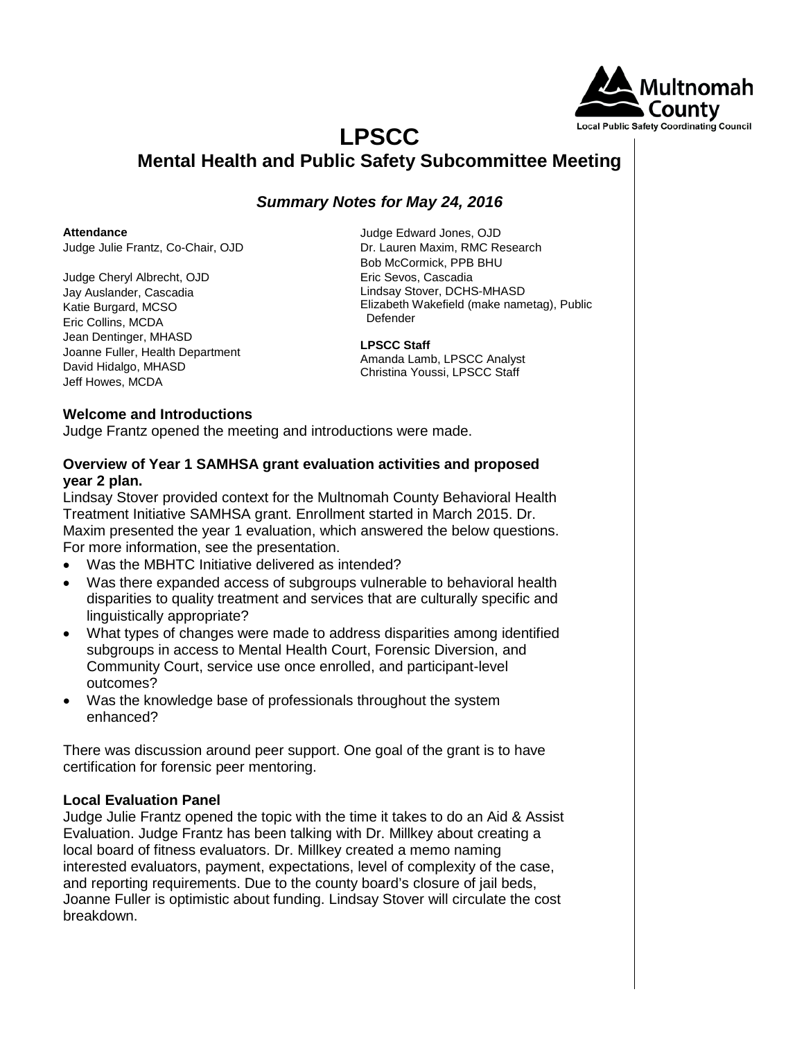# LPSCC

## Mental Health and Public Safety Subcommittee Meeting

### *Summary Notes for May 24, 2016*

**Attendance**

Judge Julie Frantz, Co-Chair, OJD

Judge Cheryl Albrecht, OJD
Jay Auslander, Cascadia
Katie Burgard, MCSO
Eric Collins, MCDA
Jean Dentinger, MHASD
Joanne Fuller, Health Department
David Hidalgo, MHASD
Jeff Howes, MCDA
Judge Edward Jones, OJD
Dr. Lauren Maxim, RMC Research
Bob McCormick, PPB BHU
Eric Sevos, Cascadia
Lindsay Stover, DCHS-MHASD
Elizabeth Wakefield (make nametag), Public Defender

**LPSCC Staff**

Amanda Lamb, LPSCC Analyst
Christina Youssi, LPSCC Staff

**Welcome and Introductions**

Judge Frantz opened the meeting and introductions were made.

**Overview of Year 1 SAMHSA grant evaluation activities and proposed year 2 plan.**

Lindsay Stover provided context for the Multnomah County Behavioral Health Treatment Initiative SAMHSA grant. Enrollment started in March 2015. Dr. Maxim presented the year 1 evaluation, which answered the below questions. For more information, see the presentation.

- Was the MBHTC Initiative delivered as intended?
- Was there expanded access of subgroups vulnerable to behavioral health disparities to quality treatment and services that are culturally specific and linguistically appropriate?
- What types of changes were made to address disparities among identified subgroups in access to Mental Health Court, Forensic Diversion, and Community Court, service use once enrolled, and participant-level outcomes?
- Was the knowledge base of professionals throughout the system enhanced?

There was discussion around peer support. One goal of the grant is to have certification for forensic peer mentoring.

**Local Evaluation Panel**

Judge Julie Frantz opened the topic with the time it takes to do an Aid & Assist Evaluation. Judge Frantz has been talking with Dr. Millkey about creating a local board of fitness evaluators. Dr. Millkey created a memo naming interested evaluators, payment, expectations, level of complexity of the case, and reporting requirements. Due to the county board's closure of jail beds, Joanne Fuller is optimistic about funding. Lindsay Stover will circulate the cost breakdown.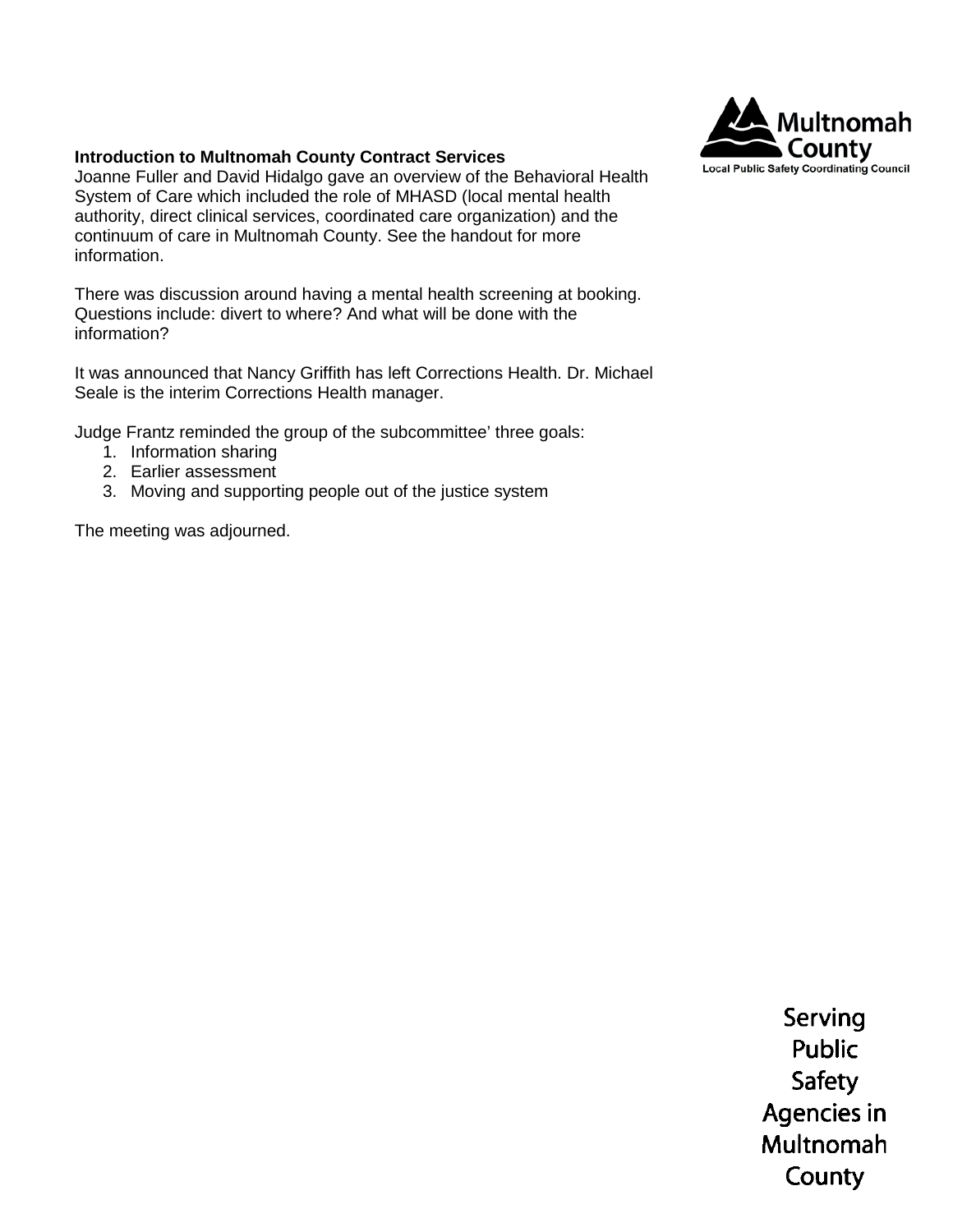**Introduction to Multnomah County Contract Services**

Joanne Fuller and David Hidalgo gave an overview of the Behavioral Health System of Care which included the role of MHASD (local mental health authority, direct clinical services, coordinated care organization) and the continuum of care in Multnomah County. See the handout for more information.

There was discussion around having a mental health screening at booking. Questions include: divert to where? And what will be done with the information?

It was announced that Nancy Griffith has left Corrections Health. Dr. Michael Seale is the interim Corrections Health manager.

Judge Frantz reminded the group of the subcommittee' three goals:

1. Information sharing
2. Earlier assessment
3. Moving and supporting people out of the justice system

The meeting was adjourned.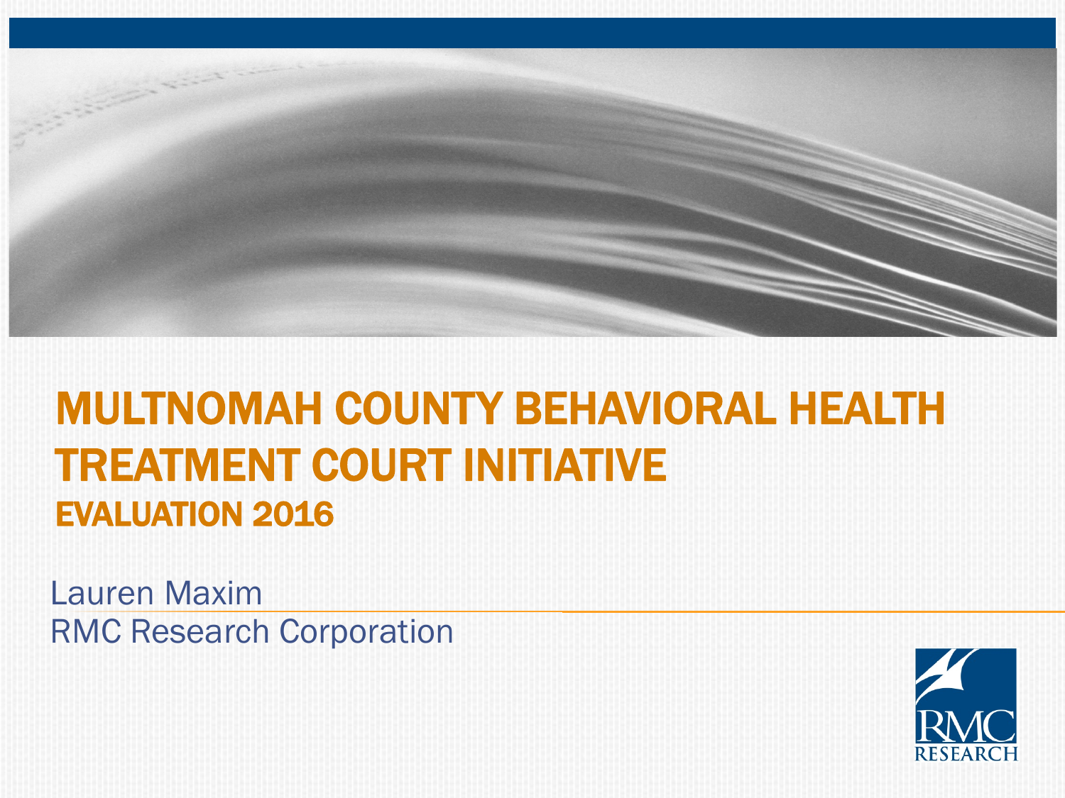# MULTNOMAH COUNTY BEHAVIORAL HEALTH TREATMENT COURT INITIATIVE

## EVALUATION 2016

Lauren Maxim
RMC Research Corporation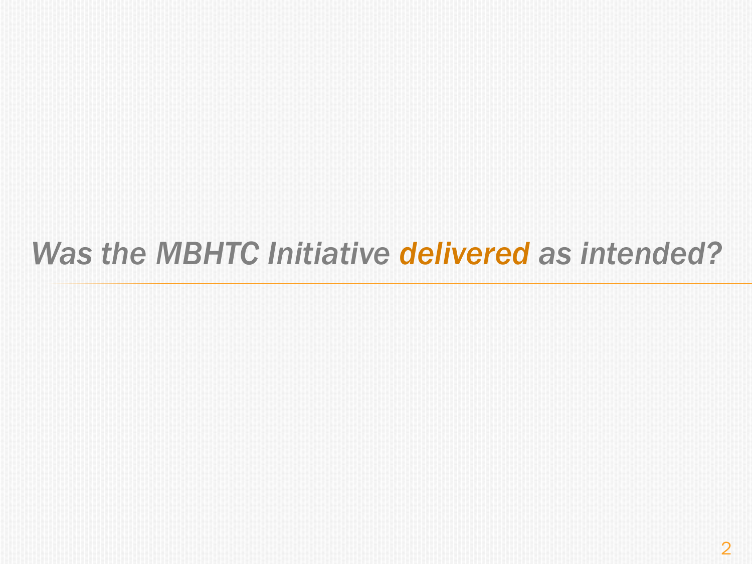# *Was the MBHTC Initiative **delivered** as intended?*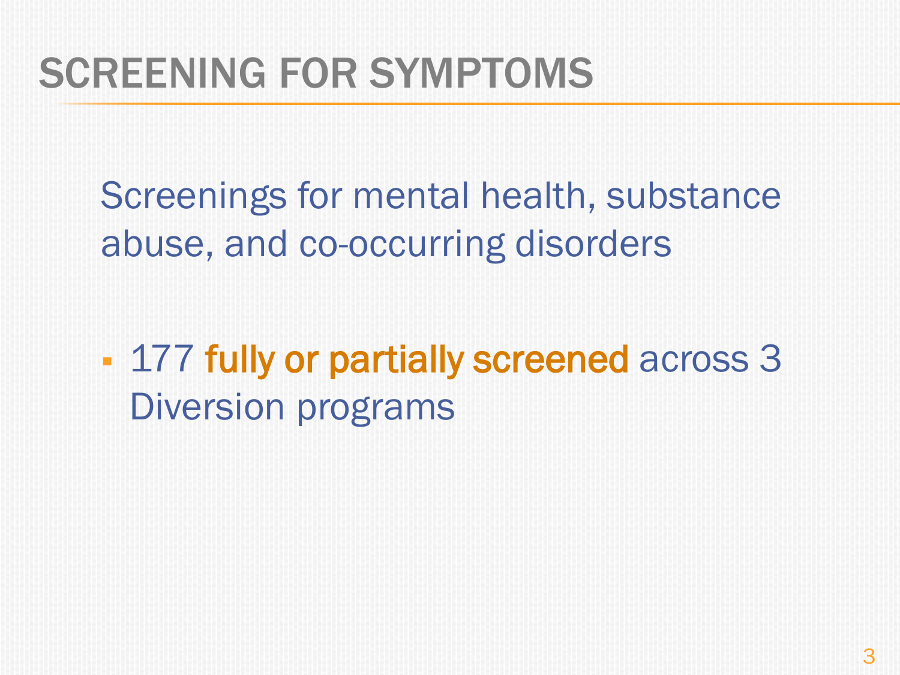# SCREENING FOR SYMPTOMS

Screenings for mental health, substance abuse, and co-occurring disorders

- 177 **fully or partially screened** across 3 Diversion programs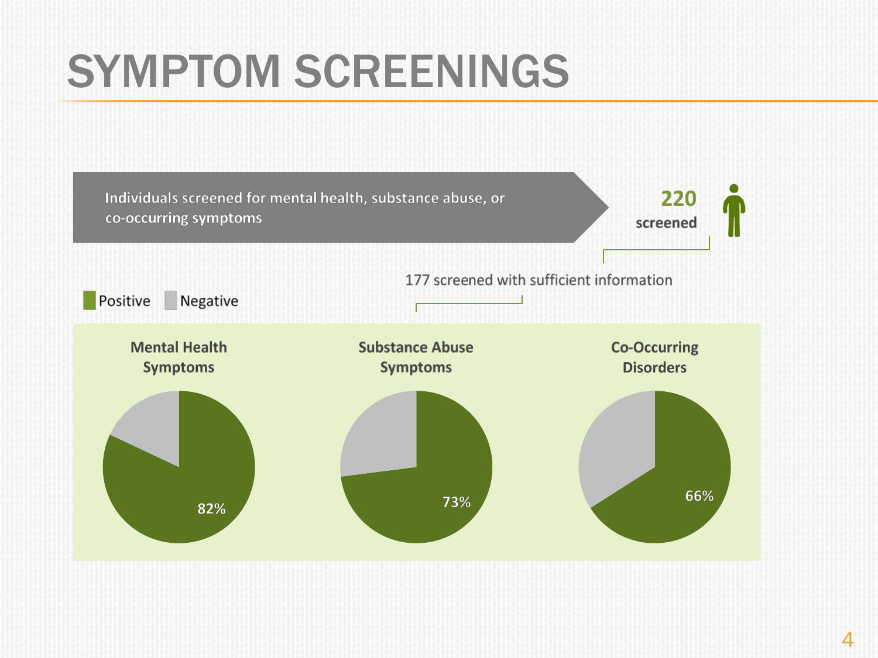# SYMPTOM SCREENINGS

Individuals screened for mental health, substance abuse, or co-occurring symptoms

**220** screened

177 screened with sufficient information

Positive Negative

**Mental Health Symptoms**

82%

**Substance Abuse Symptoms**

73%

**Co-Occurring Disorders**

66%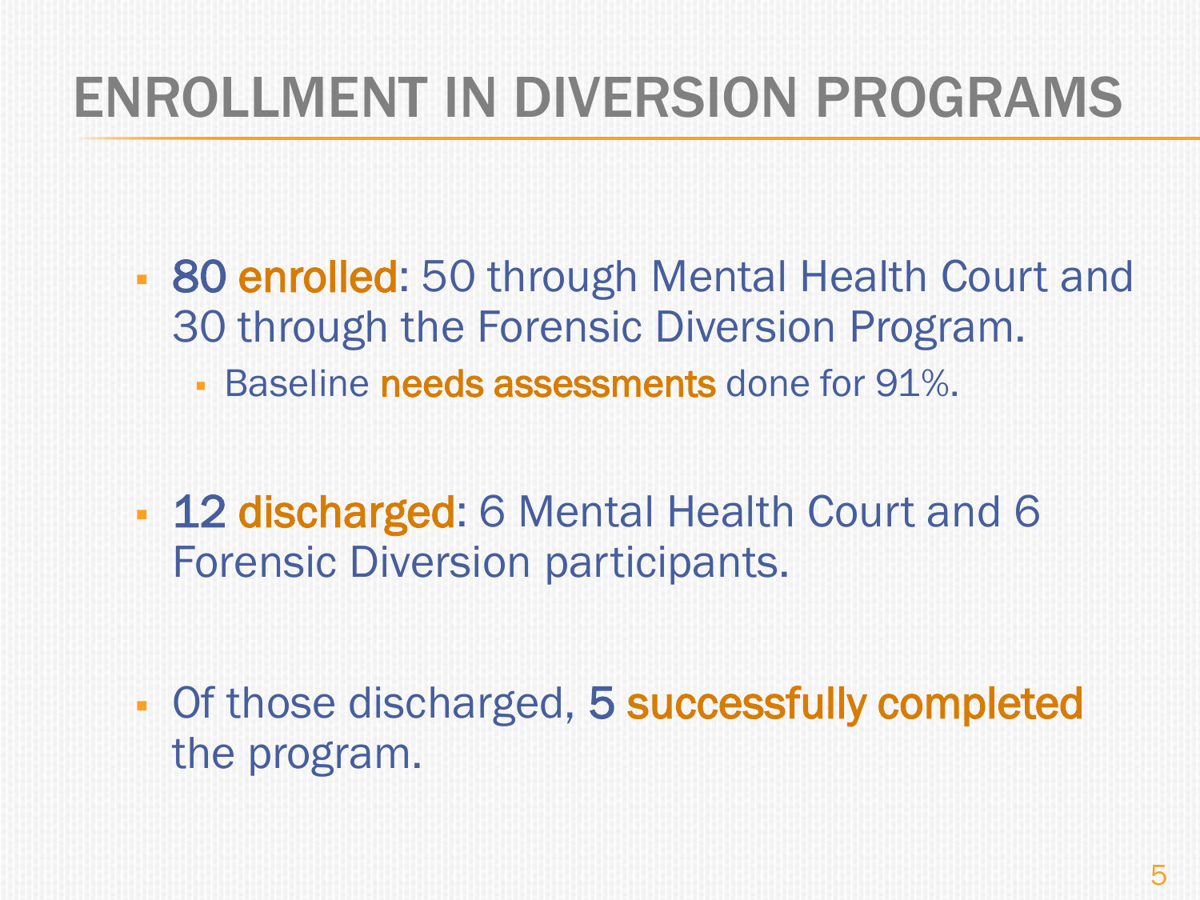# ENROLLMENT IN DIVERSION PROGRAMS

- **80 enrolled**: 50 through Mental Health Court and 30 through the Forensic Diversion Program.
  - Baseline **needs assessments** done for 91%.

- **12 discharged**: 6 Mental Health Court and 6 Forensic Diversion participants.

- Of those discharged, **5 successfully completed** the program.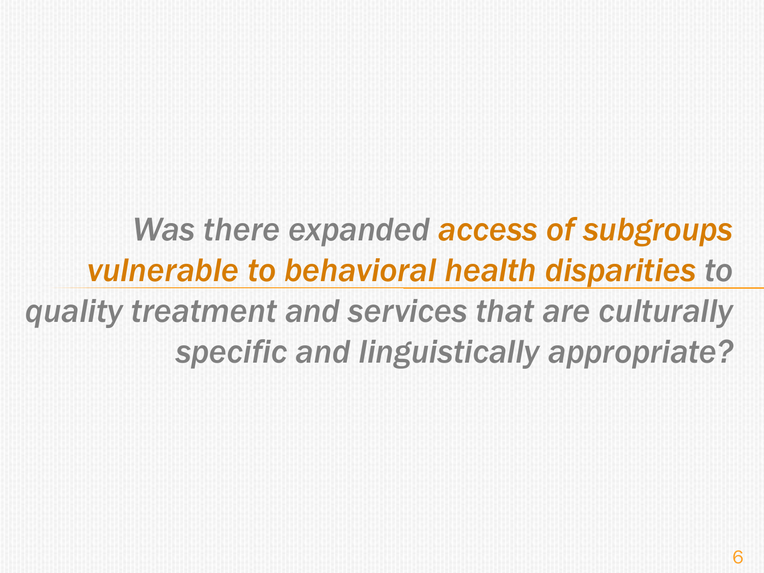*Was there expanded access of subgroups vulnerable to behavioral health disparities to quality treatment and services that are culturally specific and linguistically appropriate?*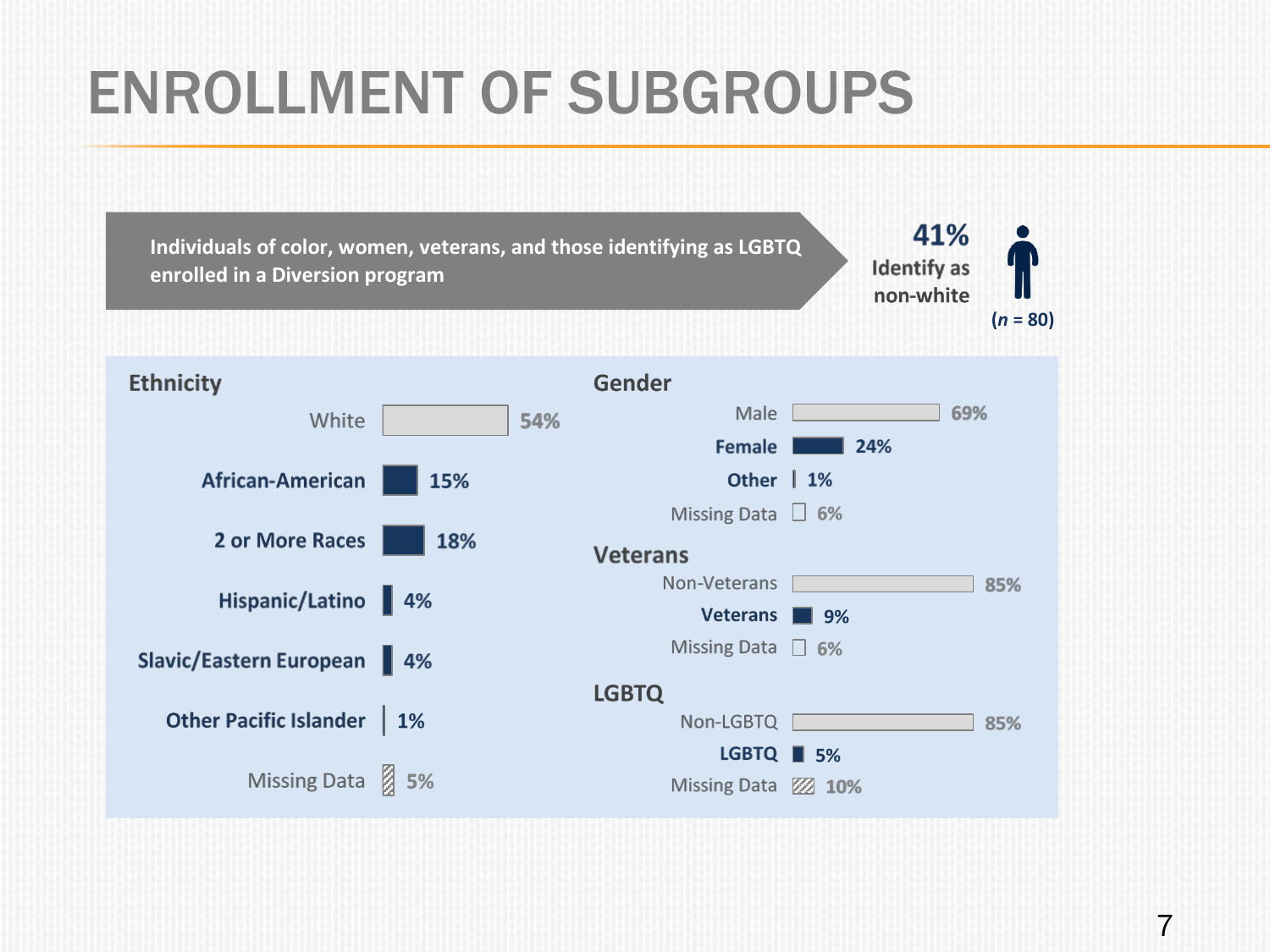# ENROLLMENT OF SUBGROUPS

**Individuals of color, women, veterans, and those identifying as LGBTQ enrolled in a Diversion program**

**41%** Identify as non-white

(*n* = 80)

### Ethnicity

| Ethnicity | Percent |
|---|---|
| White | 54% |
| **African-American** | **15%** |
| **2 or More Races** | **18%** |
| **Hispanic/Latino** | **4%** |
| **Slavic/Eastern European** | **4%** |
| **Other Pacific Islander** | **1%** |
| Missing Data | 5% |

### Gender

| Gender | Percent |
|---|---|
| Male | 69% |
| **Female** | **24%** |
| **Other** | **1%** |
| Missing Data | 6% |

### Veterans

| Veterans | Percent |
|---|---|
| Non-Veterans | 85% |
| **Veterans** | **9%** |
| Missing Data | 6% |

### LGBTQ

| LGBTQ | Percent |
|---|---|
| Non-LGBTQ | 85% |
| **LGBTQ** | **5%** |
| Missing Data | 10% |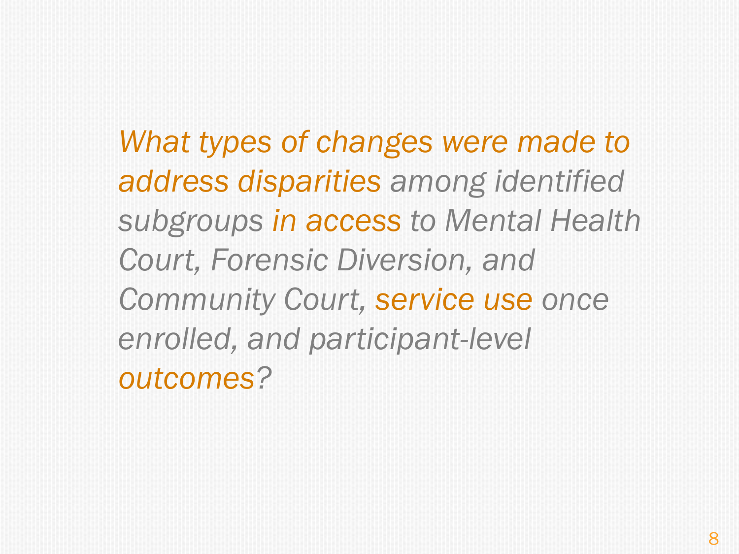*What types of changes were made to address disparities among identified subgroups in access to Mental Health Court, Forensic Diversion, and Community Court, service use once enrolled, and participant-level outcomes?*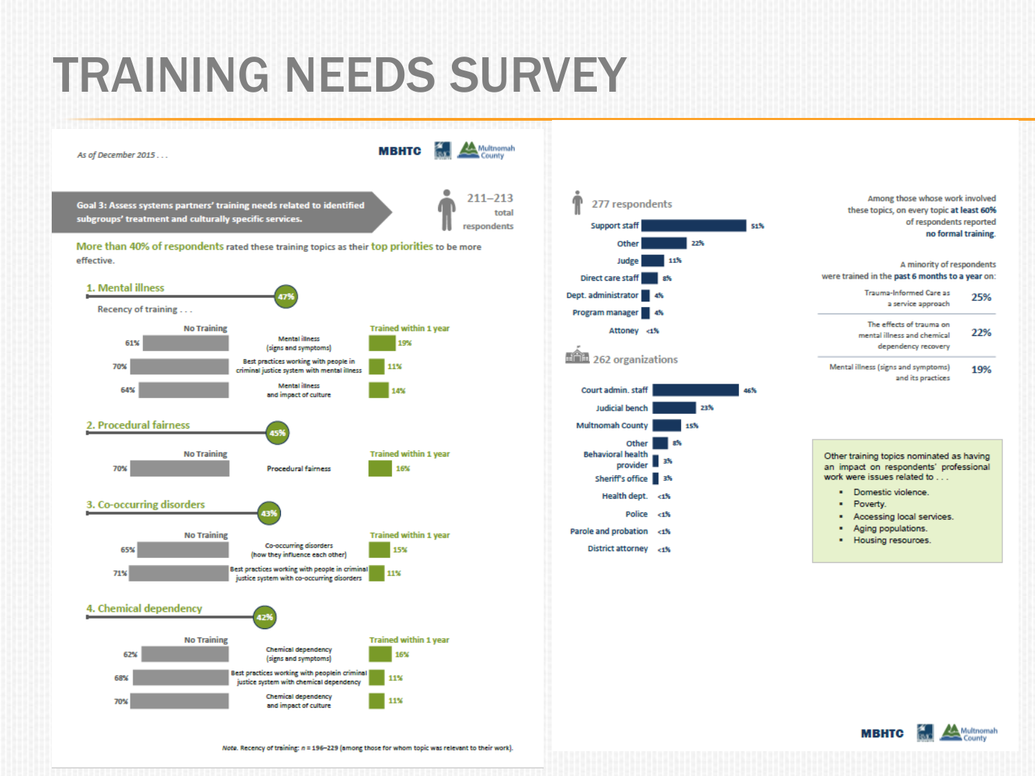# TRAINING NEEDS SURVEY

*As of December 2015 . . .*

MBHTC | Multnomah County

**Goal 3: Assess systems partners' training needs related to identified subgroups' treatment and culturally specific services.**

211–213 total respondents

More than 40% of respondents rated these training topics as their top priorities to be more effective.

## 1. Mental illness — 47%

Recency of training . . .

| No Training | Topic | Trained within 1 year |
|---|---|---|
| 61% | Mental illness (signs and symptoms) | 19% |
| 70% | Best practices working with people in criminal justice system with mental illness | 11% |
| 64% | Mental illness and impact of culture | 14% |

## 2. Procedural fairness — 45%

| No Training | Topic | Trained within 1 year |
|---|---|---|
| 70% | Procedural fairness | 16% |

## 3. Co-occurring disorders — 43%

| No Training | Topic | Trained within 1 year |
|---|---|---|
| 65% | Co-occurring disorders (how they influence each other) | 15% |
| 71% | Best practices working with people in criminal justice system with co-occurring disorders | 11% |

## 4. Chemical dependency — 42%

| No Training | Topic | Trained within 1 year |
|---|---|---|
| 62% | Chemical dependency (signs and symptoms) | 16% |
| 68% | Best practices working with peoplein criminal justice system with chemical dependency | 11% |
| 70% | Chemical dependency and impact of culture | 11% |

*Note.* Recency of training: n = 196–229 (among those for whom topic was relevant to their work).

### 277 respondents

| Role | % |
|---|---|
| Support staff | 51% |
| Other | 22% |
| Judge | 11% |
| Direct care staff | 8% |
| Dept. administrator | 4% |
| Program manager | 4% |
| Attoney | <1% |

### 262 organizations

| Organization | % |
|---|---|
| Court admin. staff | 46% |
| Judicial bench | 23% |
| Multnomah County | 15% |
| Other | 8% |
| Behavioral health provider | 3% |
| Sheriff's office | 3% |
| Health dept. | <1% |
| Police | <1% |
| Parole and probation | <1% |
| District attorney | <1% |

Among those whose work involved these topics, on every topic **at least 60%** of respondents reported **no formal training**.

A minority of respondents were trained in the **past 6 months to a year** on:

| Topic | % |
|---|---|
| Trauma-Informed Care as a service approach | 25% |
| The effects of trauma on mental illness and chemical dependency recovery | 22% |
| Mental illness (signs and symptoms) and its practices | 19% |

Other training topics nominated as having an impact on respondents' professional work were issues related to . . .

- Domestic violence.
- Poverty.
- Accessing local services.
- Aging populations.
- Housing resources.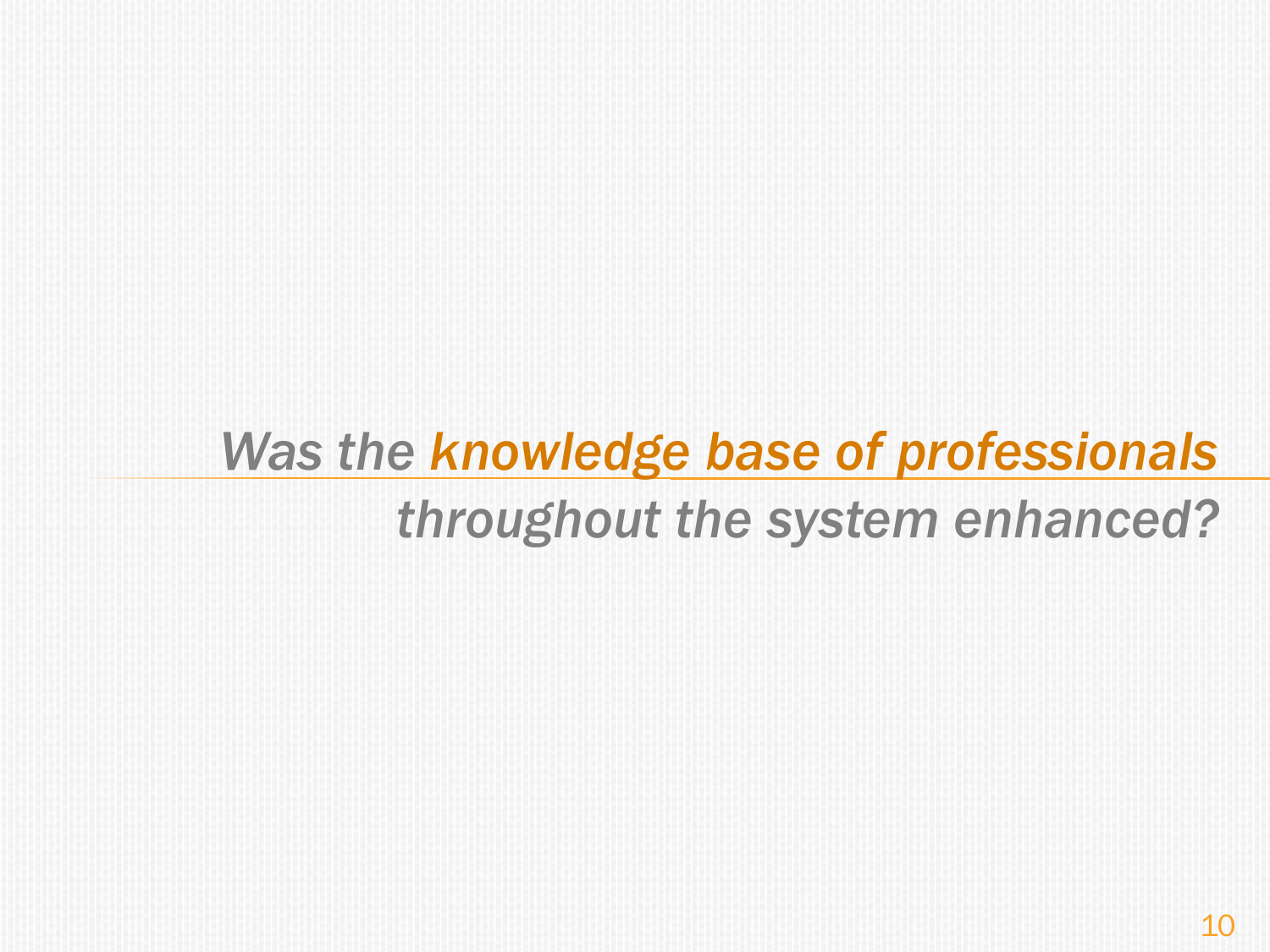## *Was the knowledge base of professionals throughout the system enhanced?*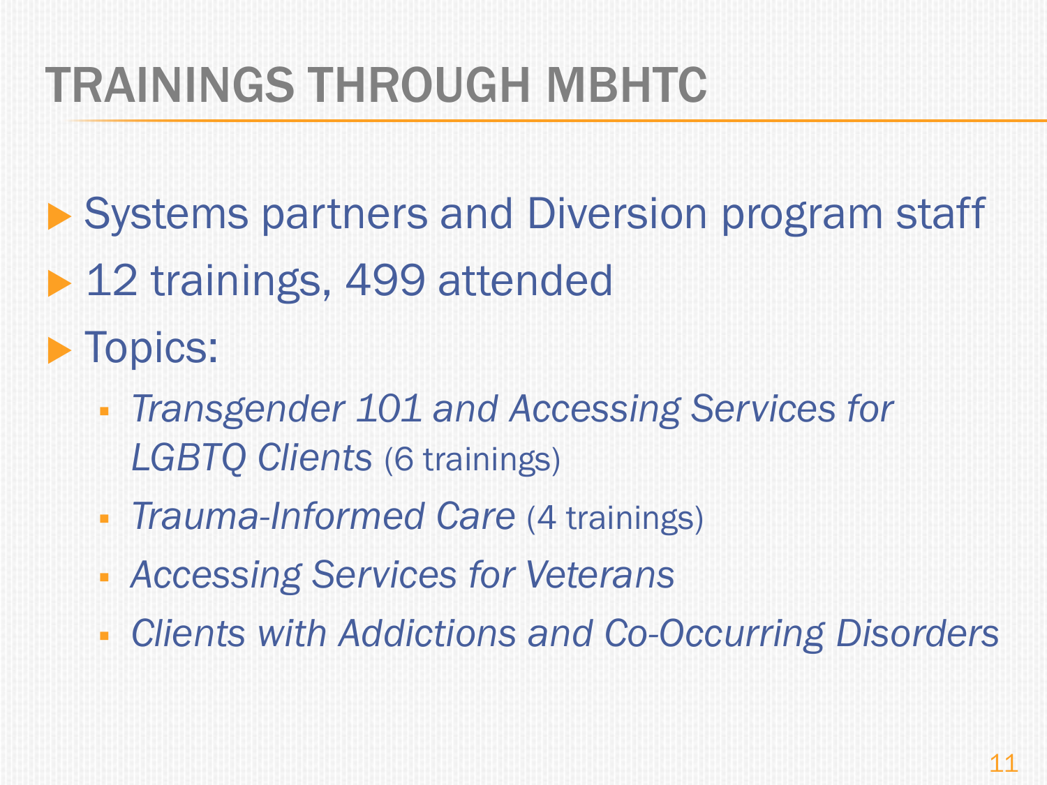# TRAININGS THROUGH MBHTC

- Systems partners and Diversion program staff
- 12 trainings, 499 attended
- Topics:
  - *Transgender 101 and Accessing Services for LGBTQ Clients* (6 trainings)
  - *Trauma-Informed Care* (4 trainings)
  - *Accessing Services for Veterans*
  - *Clients with Addictions and Co-Occurring Disorders*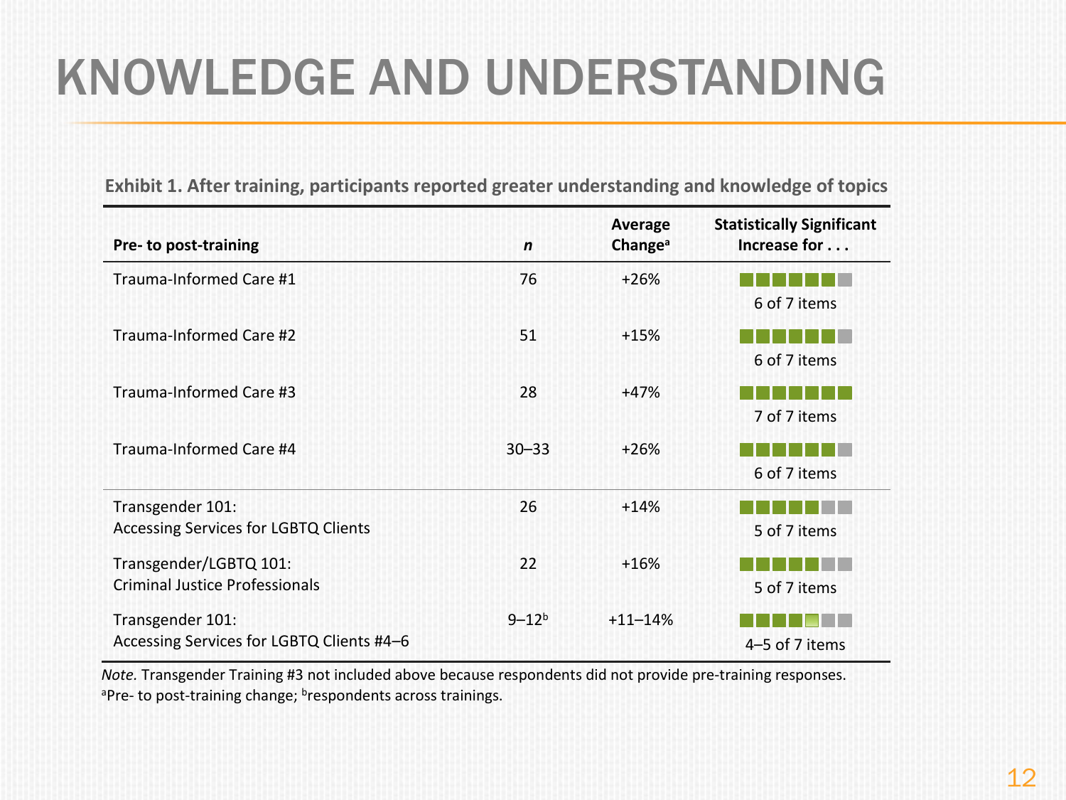# KNOWLEDGE AND UNDERSTANDING

**Exhibit 1. After training, participants reported greater understanding and knowledge of topics**

| Pre- to post-training | *n* | Average Change[a] | Statistically Significant Increase for . . . |
|---|---|---|---|
| Trauma-Informed Care #1 | 76 | +26% | 6 of 7 items |
| Trauma-Informed Care #2 | 51 | +15% | 6 of 7 items |
| Trauma-Informed Care #3 | 28 | +47% | 7 of 7 items |
| Trauma-Informed Care #4 | 30–33 | +26% | 6 of 7 items |
| Transgender 101: Accessing Services for LGBTQ Clients | 26 | +14% | 5 of 7 items |
| Transgender/LGBTQ 101: Criminal Justice Professionals | 22 | +16% | 5 of 7 items |
| Transgender 101: Accessing Services for LGBTQ Clients #4–6 | 9–12[b] | +11–14% | 4–5 of 7 items |

*Note.* Transgender Training #3 not included above because respondents did not provide pre-training responses.
[a]Pre- to post-training change; [b]respondents across trainings.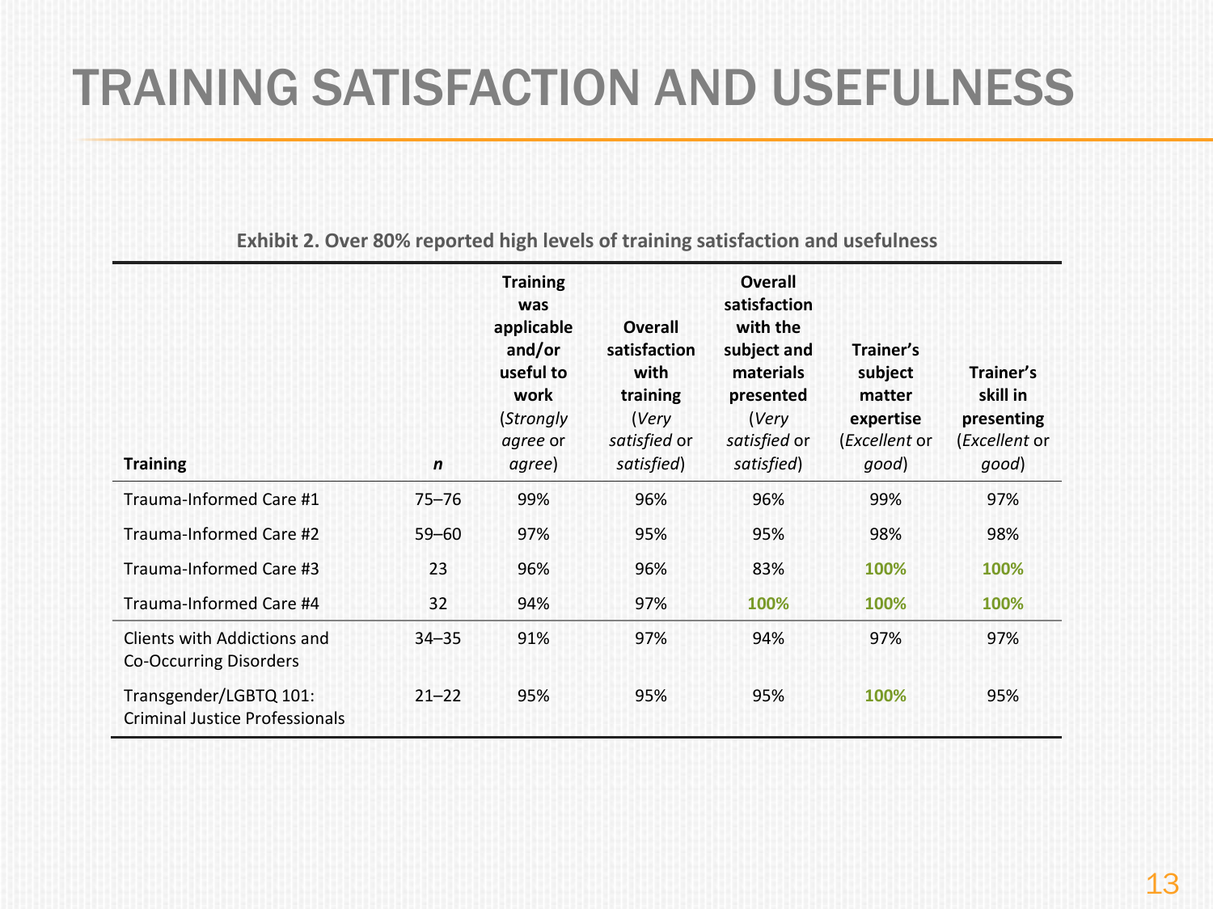# TRAINING SATISFACTION AND USEFULNESS

**Exhibit 2. Over 80% reported high levels of training satisfaction and usefulness**

| Training | *n* | Training was applicable and/or useful to work (*Strongly agree* or *agree*) | Overall satisfaction with training (*Very satisfied* or *satisfied*) | Overall satisfaction with the subject and materials presented (*Very satisfied* or *satisfied*) | Trainer's subject matter expertise (*Excellent* or *good*) | Trainer's skill in presenting (*Excellent* or *good*) |
|---|---|---|---|---|---|---|
| Trauma-Informed Care #1 | 75–76 | 99% | 96% | 96% | 99% | 97% |
| Trauma-Informed Care #2 | 59–60 | 97% | 95% | 95% | 98% | 98% |
| Trauma-Informed Care #3 | 23 | 96% | 96% | 83% | **100%** | **100%** |
| Trauma-Informed Care #4 | 32 | 94% | 97% | **100%** | **100%** | **100%** |
| Clients with Addictions and Co-Occurring Disorders | 34–35 | 91% | 97% | 94% | 97% | 97% |
| Transgender/LGBTQ 101: Criminal Justice Professionals | 21–22 | 95% | 95% | 95% | **100%** | 95% |